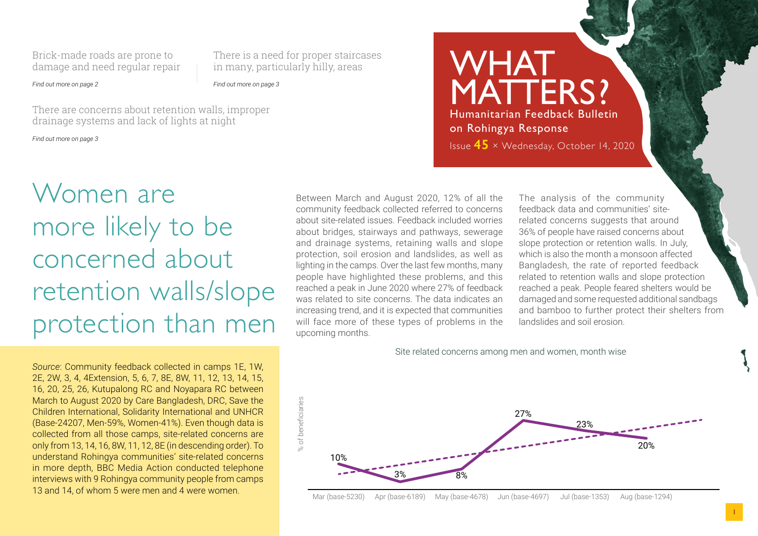Brick-made roads are prone to damage and need regular repair

*Find out more on page 2*

There is a need for proper staircases in many, particularly hilly, areas

*Find out more on page 3*

There are concerns about retention walls, improper drainage systems and lack of lights at night

*Find out more on page 3*

# WHAT MATTERS?

## Humanitarian Feedback Bulletin on Rohingya Response

Issue **45** × Wednesday, October 14, 2020

# Women are more likely to be concerned about retention walls/slope protection than men

*Source*: Community feedback collected in camps 1E, 1W, 2E, 2W, 3, 4, 4Extension, 5, 6, 7, 8E, 8W, 11, 12, 13, 14, 15, 16, 20, 25, 26, Kutupalong RC and Noyapara RC between March to August 2020 by Care Bangladesh, DRC, Save the Children International, Solidarity International and UNHCR (Base-24207, Men-59%, Women-41%). Even though data is collected from all those camps, site-related concerns are only from 13, 14, 16, 8W, 11, 12, 8E (in descending order). To understand Rohingya communities' site-related concerns in more depth, BBC Media Action conducted telephone interviews with 9 Rohingya community people from camps 13 and 14, of whom 5 were men and 4 were women.

Between March and August 2020, 12% of all the community feedback collected referred to concerns about site-related issues. Feedback included worries about bridges, stairways and pathways, sewerage and drainage systems, retaining walls and slope protection, soil erosion and landslides, as well as lighting in the camps. Over the last few months, many people have highlighted these problems, and this reached a peak in June 2020 where 27% of feedback was related to site concerns. The data indicates an increasing trend, and it is expected that communities will face more of these types of problems in the upcoming months.

The analysis of the community feedback data and communities' site-related concerns suggests that around 36% of people have raised concerns about slope protection or retention walls. In July, which is also the month a monsoon affected Bangladesh, the rate of reported feedback related to retention walls and slope protection reached a peak. People feared shelters would be damaged and some requested additional sandbags and bamboo to further protect their shelters from landslides and soil erosion.

Site related concerns among men and women, month wise

| Month | % of beneficiaries |
|---|---|
| Mar (base-5230) | 10% |
| Apr (base-6189) | 3% |
| May (base-4678) | 8% |
| Jun (base-4697) | 27% |
| Jul (base-1353) | 23% |
| Aug (base-1294) | 20% |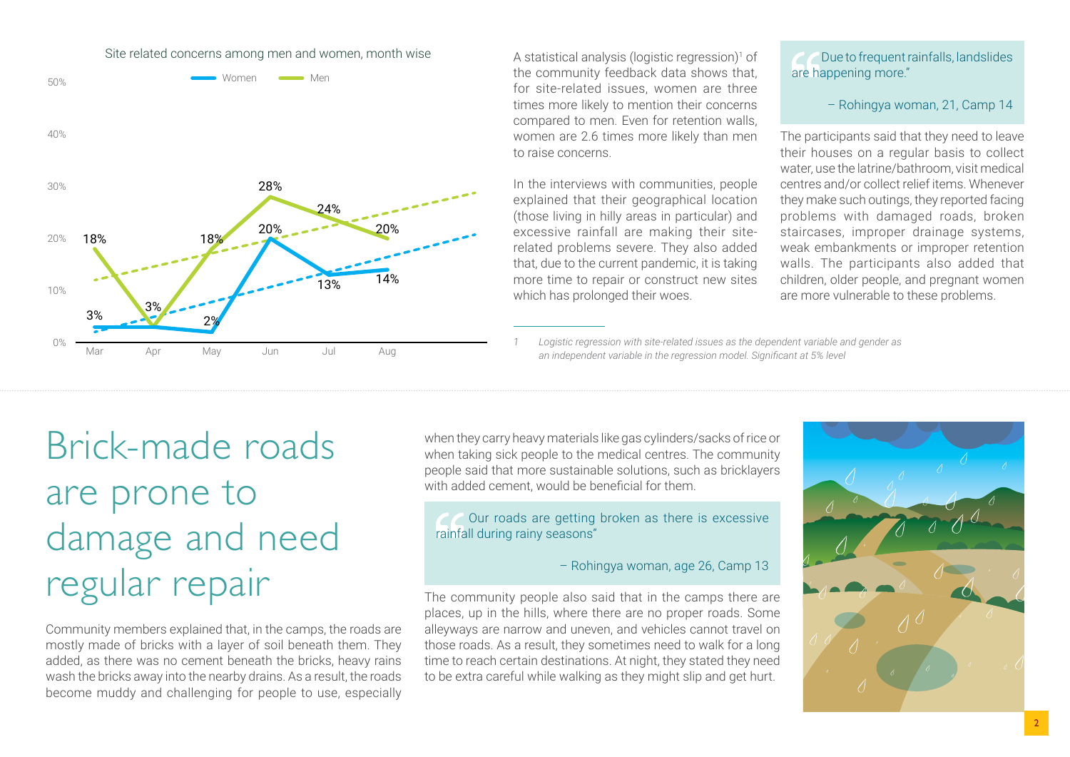Site related concerns among men and women, month wise

| Month | Women | Men |
|---|---|---|
| Mar | 3% | 18% |
| Apr | 3% | 3% |
| May | 2% | 18% |
| Jun | 20% | 28% |
| Jul | 13% | 24% |
| Aug | 14% | 20% |

A statistical analysis (logistic regression)[1] of the community feedback data shows that, for site-related issues, women are three times more likely to mention their concerns compared to men. Even for retention walls, women are 2.6 times more likely than men to raise concerns.

In the interviews with communities, people explained that their geographical location (those living in hilly areas in particular) and excessive rainfall are making their site-related problems severe. They also added that, due to the current pandemic, it is taking more time to repair or construct new sites which has prolonged their woes.

> "Due to frequent rainfalls, landslides are happening more."
>
> – Rohingya woman, 21, Camp 14

The participants said that they need to leave their houses on a regular basis to collect water, use the latrine/bathroom, visit medical centres and/or collect relief items. Whenever they make such outings, they reported facing problems with damaged roads, broken staircases, improper drainage systems, weak embankments or improper retention walls. The participants also added that children, older people, and pregnant women are more vulnerable to these problems.

*1 Logistic regression with site-related issues as the dependent variable and gender as an independent variable in the regression model. Significant at 5% level*

# Brick-made roads are prone to damage and need regular repair

Community members explained that, in the camps, the roads are mostly made of bricks with a layer of soil beneath them. They added, as there was no cement beneath the bricks, heavy rains wash the bricks away into the nearby drains. As a result, the roads become muddy and challenging for people to use, especially when they carry heavy materials like gas cylinders/sacks of rice or when taking sick people to the medical centres. The community people said that more sustainable solutions, such as bricklayers with added cement, would be beneficial for them.

> "Our roads are getting broken as there is excessive rainfall during rainy seasons"
>
> – Rohingya woman, age 26, Camp 13

The community people also said that in the camps there are places, up in the hills, where there are no proper roads. Some alleyways are narrow and uneven, and vehicles cannot travel on those roads. As a result, they sometimes need to walk for a long time to reach certain destinations. At night, they stated they need to be extra careful while walking as they might slip and get hurt.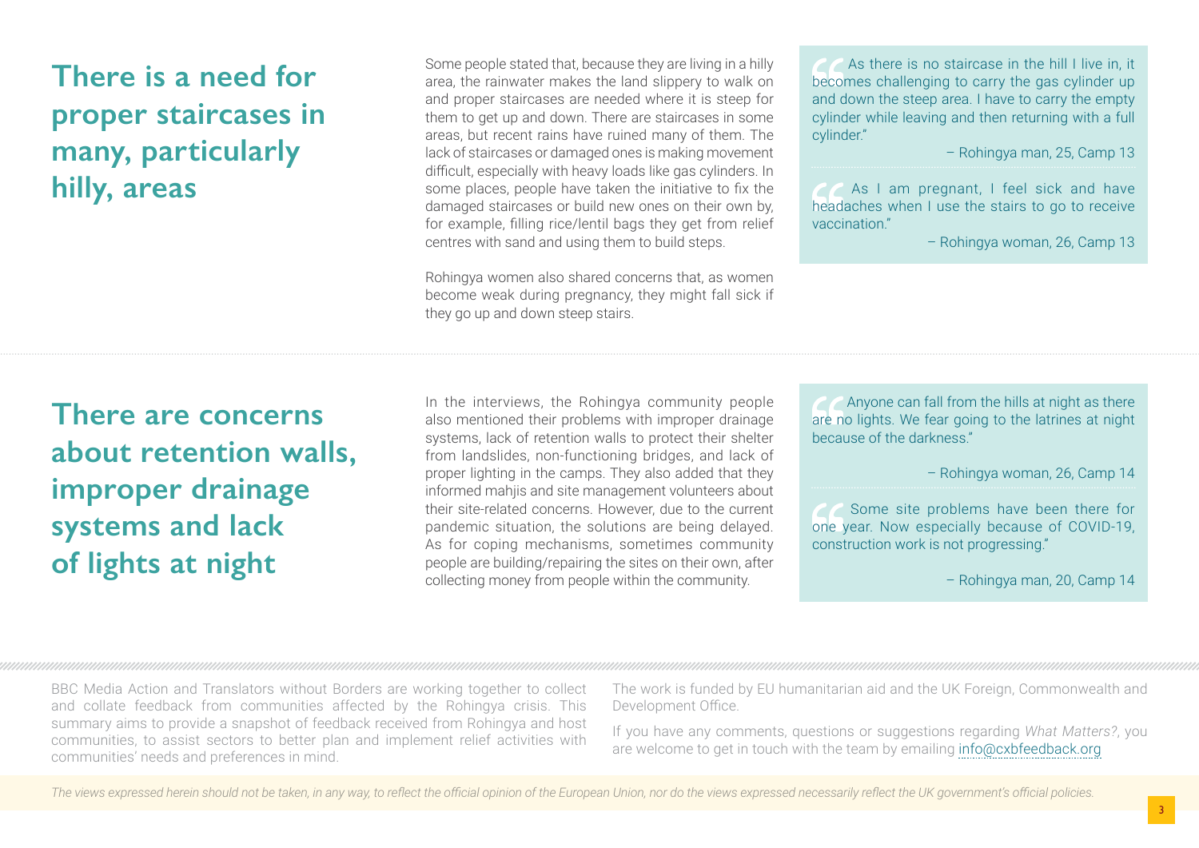## There is a need for proper staircases in many, particularly hilly, areas

Some people stated that, because they are living in a hilly area, the rainwater makes the land slippery to walk on and proper staircases are needed where it is steep for them to get up and down. There are staircases in some areas, but recent rains have ruined many of them. The lack of staircases or damaged ones is making movement difficult, especially with heavy loads like gas cylinders. In some places, people have taken the initiative to fix the damaged staircases or build new ones on their own by, for example, filling rice/lentil bags they get from relief centres with sand and using them to build steps.

Rohingya women also shared concerns that, as women become weak during pregnancy, they might fall sick if they go up and down steep stairs.

> "As there is no staircase in the hill I live in, it becomes challenging to carry the gas cylinder up and down the steep area. I have to carry the empty cylinder while leaving and then returning with a full cylinder."
>
> – Rohingya man, 25, Camp 13

> "As I am pregnant, I feel sick and have headaches when I use the stairs to go to receive vaccination."
>
> – Rohingya woman, 26, Camp 13

## There are concerns about retention walls, improper drainage systems and lack of lights at night

In the interviews, the Rohingya community people also mentioned their problems with improper drainage systems, lack of retention walls to protect their shelter from landslides, non-functioning bridges, and lack of proper lighting in the camps. They also added that they informed mahjis and site management volunteers about their site-related concerns. However, due to the current pandemic situation, the solutions are being delayed. As for coping mechanisms, sometimes community people are building/repairing the sites on their own, after collecting money from people within the community.

> "Anyone can fall from the hills at night as there are no lights. We fear going to the latrines at night because of the darkness."
>
> – Rohingya woman, 26, Camp 14

> "Some site problems have been there for one year. Now especially because of COVID-19, construction work is not progressing."
>
> – Rohingya man, 20, Camp 14

BBC Media Action and Translators without Borders are working together to collect and collate feedback from communities affected by the Rohingya crisis. This summary aims to provide a snapshot of feedback received from Rohingya and host communities, to assist sectors to better plan and implement relief activities with communities' needs and preferences in mind.

The work is funded by EU humanitarian aid and the UK Foreign, Commonwealth and Development Office.

If you have any comments, questions or suggestions regarding *What Matters?*, you are welcome to get in touch with the team by emailing info@cxbfeedback.org

*The views expressed herein should not be taken, in any way, to reflect the official opinion of the European Union, nor do the views expressed necessarily reflect the UK government's official policies.*